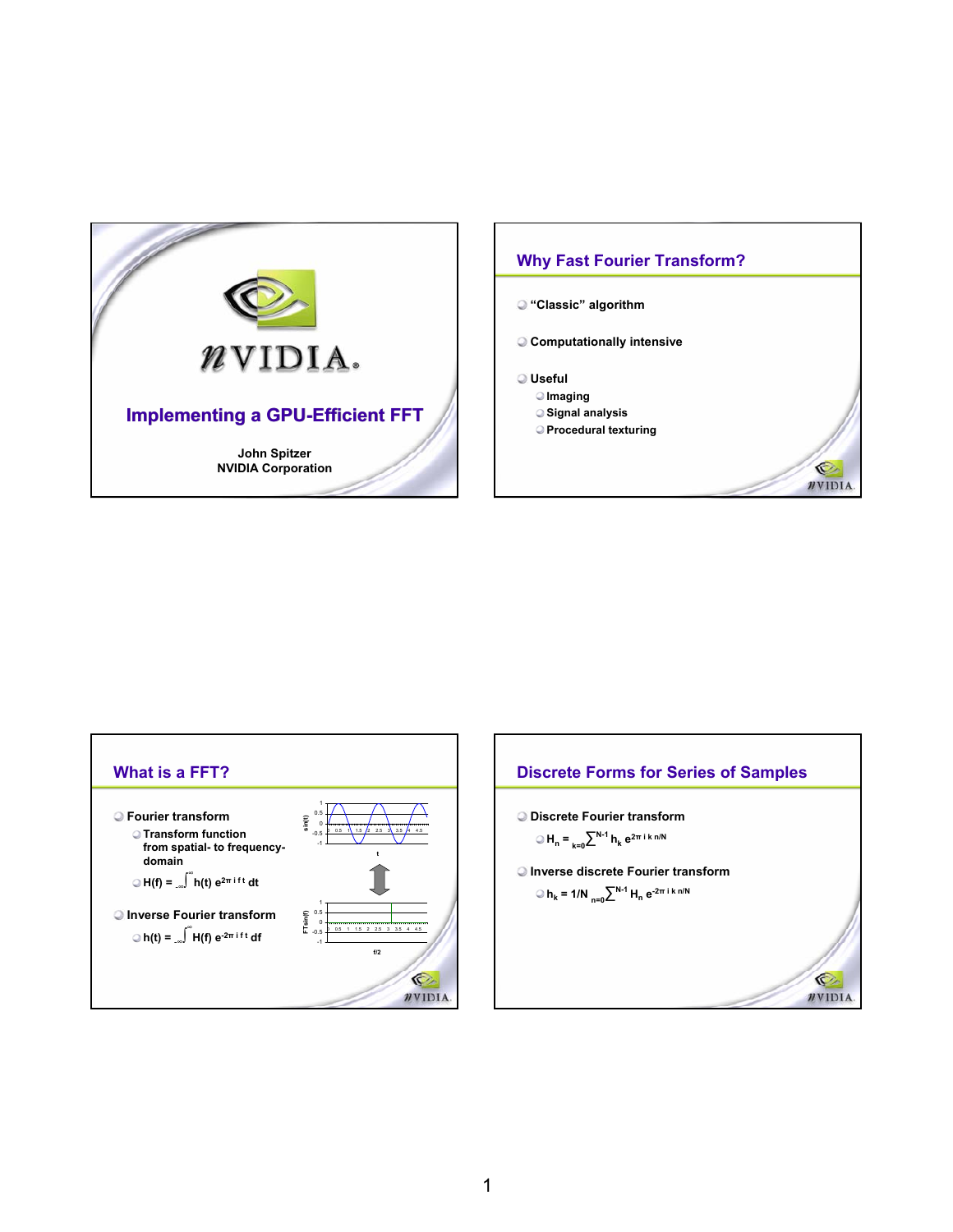# Implementing a GPU-Efficient FFT

John Spitzer
NVIDIA Corporation

## Why Fast Fourier Transform?

- "Classic" algorithm
- Computationally intensive
- Useful
  - Imaging
  - Signal analysis
  - Procedural texturing

## What is a FFT?

- Fourier transform
  - Transform function from spatial- to frequency-domain
  - $H(f) = \int_{-\infty}^{\infty} h(t)\, e^{2\pi i f t}\, dt$
- Inverse Fourier transform
  - $h(t) = \int_{-\infty}^{\infty} H(f)\, e^{-2\pi i f t}\, df$

## Discrete Forms for Series of Samples

- Discrete Fourier transform
  - $H_n = \sum_{k=0}^{N-1} h_k\, e^{2\pi i k n/N}$
- Inverse discrete Fourier transform
  - $h_k = 1/N \sum_{n=0}^{N-1} H_n\, e^{-2\pi i k n/N}$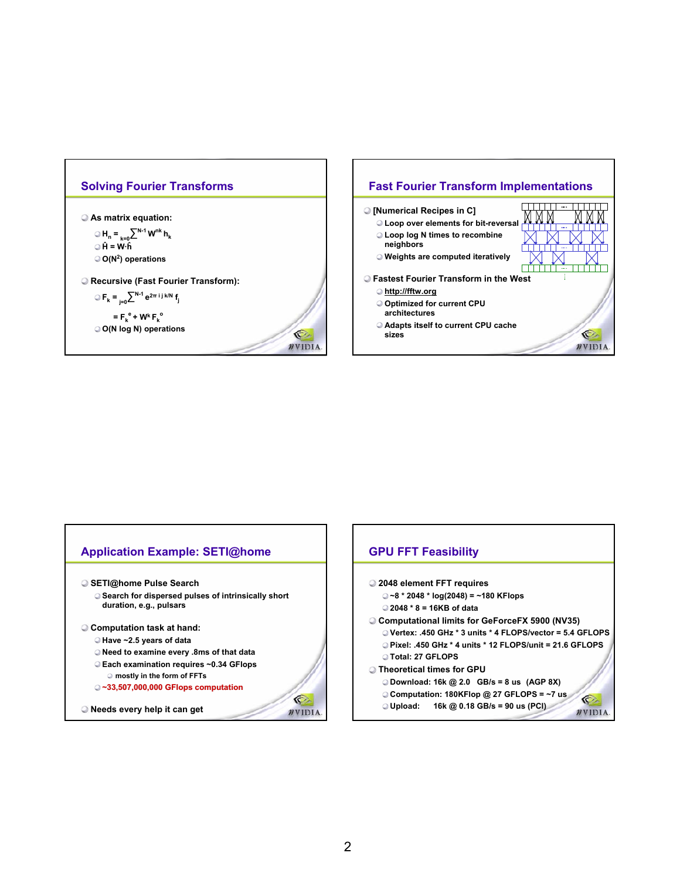## Solving Fourier Transforms

- As matrix equation:
  - $H_n = \sum_{k=0}^{N-1} W^{nk} h_k$
  - $\hat{H} = W \cdot \hat{h}$
  - $O(N^2)$ operations
- Recursive (Fast Fourier Transform):
  - $F_k = \sum_{j=0}^{N-1} e^{2\pi i j k/N} f_j$

    $= F_k^e + W^k F_k^o$
  - $O(N \log N)$ operations

## Fast Fourier Transform Implementations

- [Numerical Recipes in C]
  - Loop over elements for bit-reversal
  - Loop log N times to recombine neighbors
  - Weights are computed iteratively
- Fastest Fourier Transform in the West
  - http://fftw.org
  - Optimized for current CPU architectures
  - Adapts itself to current CPU cache sizes

## Application Example: SETI@home

- SETI@home Pulse Search
  - Search for dispersed pulses of intrinsically short duration, e.g., pulsars
- Computation task at hand:
  - Have ~2.5 years of data
  - Need to examine every .8ms of that data
  - Each examination requires ~0.34 GFlops
    - mostly in the form of FFTs
  - ~33,507,000,000 GFlops computation
- Needs every help it can get

## GPU FFT Feasibility

- 2048 element FFT requires
  - ~8 * 2048 * log(2048) = ~180 KFlops
  - 2048 * 8 = 16KB of data
- Computational limits for GeForceFX 5900 (NV35)
  - Vertex: .450 GHz * 3 units * 4 FLOPS/vector = 5.4 GFLOPS
  - Pixel: .450 GHz * 4 units * 12 FLOPS/unit = 21.6 GFLOPS
  - Total: 27 GFLOPS
- Theoretical times for GPU
  - Download: 16k @ 2.0 GB/s = 8 us (AGP 8X)
  - Computation: 180KFlop @ 27 GFLOPS = ~7 us
  - Upload: 16k @ 0.18 GB/s = 90 us (PCI)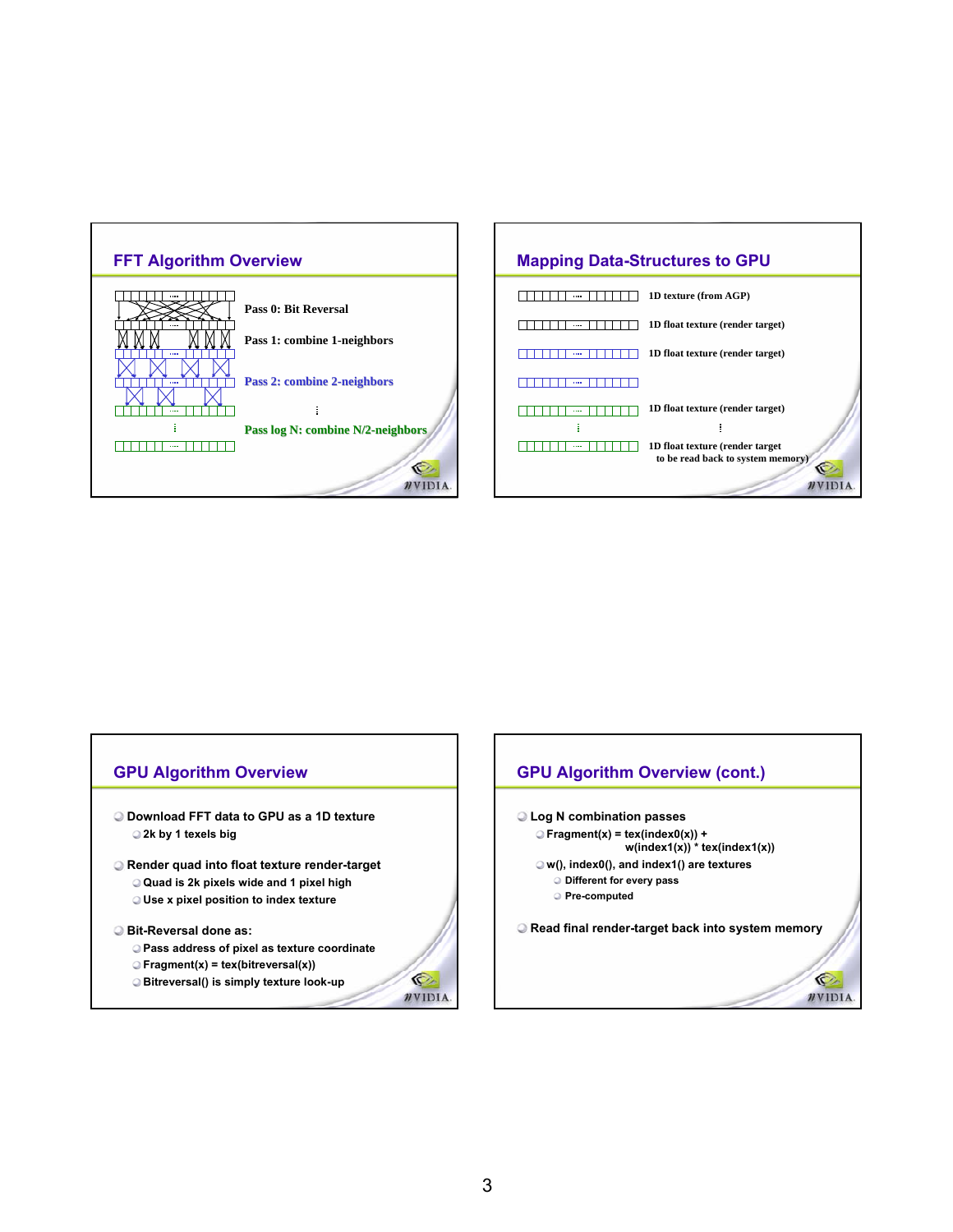## FFT Algorithm Overview

Pass 0: Bit Reversal

Pass 1: combine 1-neighbors

Pass 2: combine 2-neighbors

⋮

Pass log N: combine N/2-neighbors

## Mapping Data-Structures to GPU

1D texture (from AGP)

1D float texture (render target)

1D float texture (render target)

1D float texture (render target)

⋮

1D float texture (render target to be read back to system memory)

## GPU Algorithm Overview

- Download FFT data to GPU as a 1D texture
  - 2k by 1 texels big
- Render quad into float texture render-target
  - Quad is 2k pixels wide and 1 pixel high
  - Use x pixel position to index texture
- Bit-Reversal done as:
  - Pass address of pixel as texture coordinate
  - Fragment(x) = tex(bitreversal(x))
  - Bitreversal() is simply texture look-up

## GPU Algorithm Overview (cont.)

- Log N combination passes
  - Fragment(x) = tex(index0(x)) + w(index1(x)) * tex(index1(x))
  - w(), index0(), and index1() are textures
    - Different for every pass
    - Pre-computed
- Read final render-target back into system memory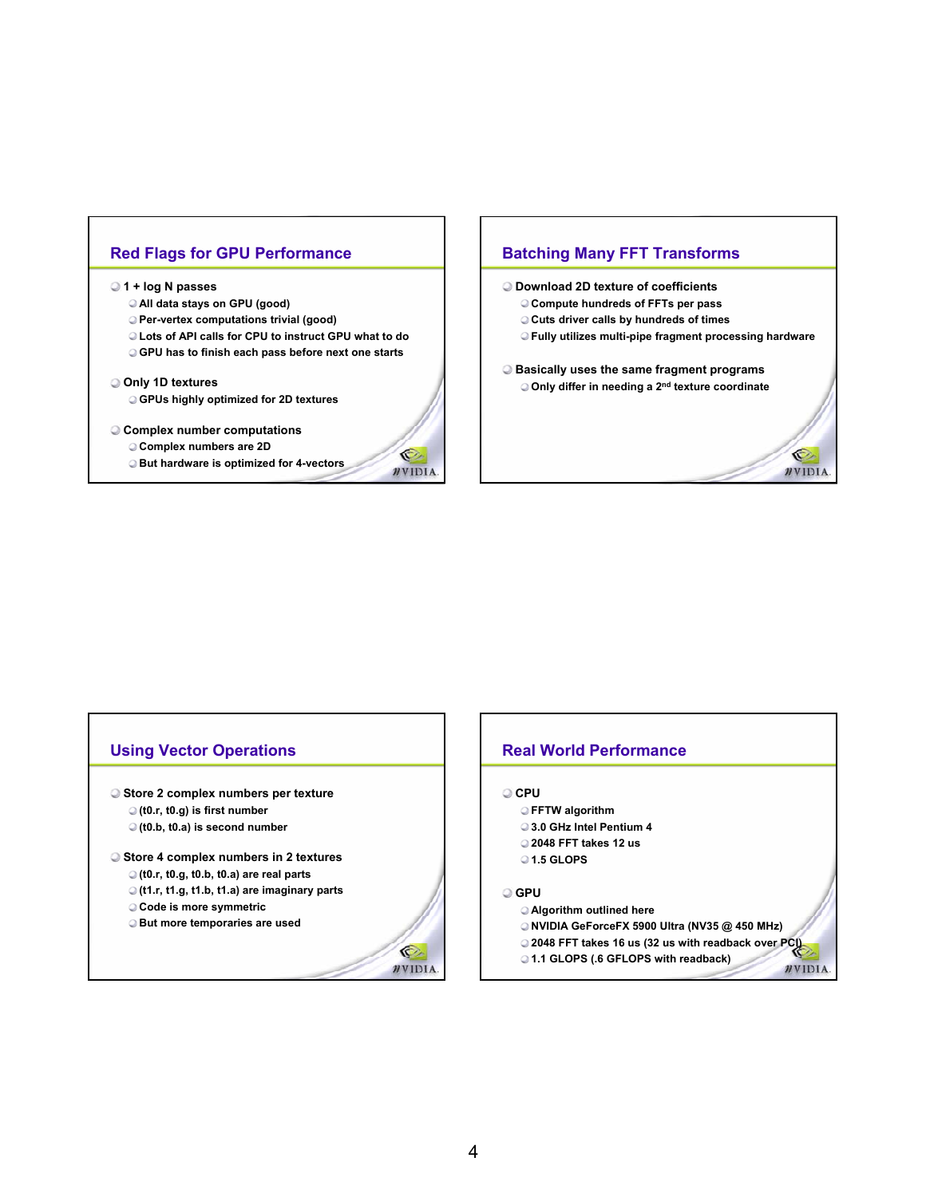## Red Flags for GPU Performance

- 1 + log N passes
  - All data stays on GPU (good)
  - Per-vertex computations trivial (good)
  - Lots of API calls for CPU to instruct GPU what to do
  - GPU has to finish each pass before next one starts
- Only 1D textures
  - GPUs highly optimized for 2D textures
- Complex number computations
  - Complex numbers are 2D
  - But hardware is optimized for 4-vectors

## Batching Many FFT Transforms

- Download 2D texture of coefficients
  - Compute hundreds of FFTs per pass
  - Cuts driver calls by hundreds of times
  - Fully utilizes multi-pipe fragment processing hardware
- Basically uses the same fragment programs
  - Only differ in needing a 2nd texture coordinate

## Using Vector Operations

- Store 2 complex numbers per texture
  - (t0.r, t0.g) is first number
  - (t0.b, t0.a) is second number
- Store 4 complex numbers in 2 textures
  - (t0.r, t0.g, t0.b, t0.a) are real parts
  - (t1.r, t1.g, t1.b, t1.a) are imaginary parts
  - Code is more symmetric
  - But more temporaries are used

## Real World Performance

- CPU
  - FFTW algorithm
  - 3.0 GHz Intel Pentium 4
  - 2048 FFT takes 12 us
  - 1.5 GLOPS
- GPU
  - Algorithm outlined here
  - NVIDIA GeForceFX 5900 Ultra (NV35 @ 450 MHz)
  - 2048 FFT takes 16 us (32 us with readback over PCI)
  - 1.1 GLOPS (.6 GFLOPS with readback)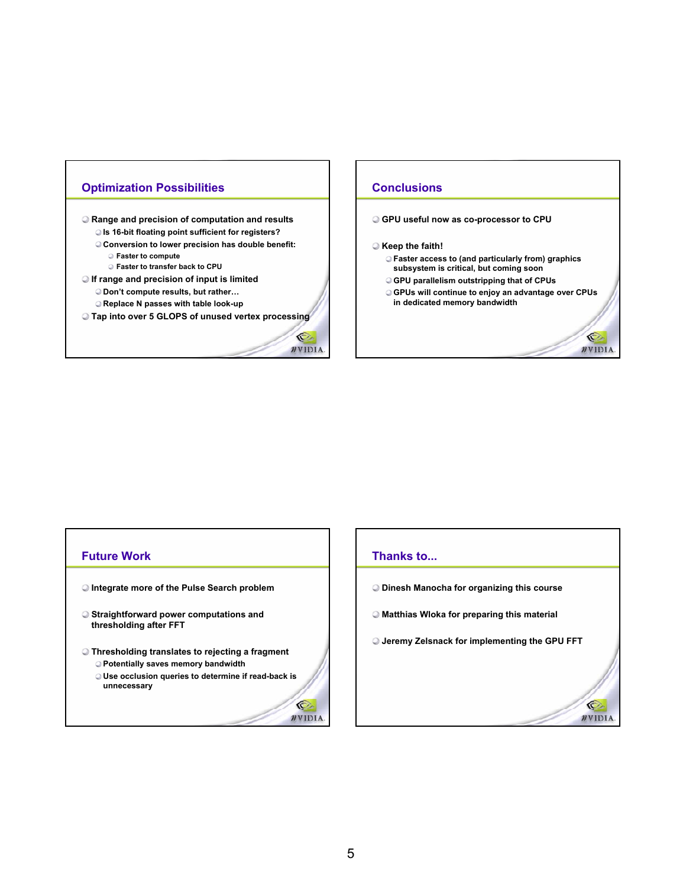## Optimization Possibilities

- Range and precision of computation and results
  - Is 16-bit floating point sufficient for registers?
  - Conversion to lower precision has double benefit:
    - Faster to compute
    - Faster to transfer back to CPU
- If range and precision of input is limited
  - Don't compute results, but rather…
  - Replace N passes with table look-up
- Tap into over 5 GLOPS of unused vertex processing

## Conclusions

- GPU useful now as co-processor to CPU
- Keep the faith!
  - Faster access to (and particularly from) graphics subsystem is critical, but coming soon
  - GPU parallelism outstripping that of CPUs
  - GPUs will continue to enjoy an advantage over CPUs in dedicated memory bandwidth

## Future Work

- Integrate more of the Pulse Search problem
- Straightforward power computations and thresholding after FFT
- Thresholding translates to rejecting a fragment
  - Potentially saves memory bandwidth
  - Use occlusion queries to determine if read-back is unnecessary

## Thanks to...

- Dinesh Manocha for organizing this course
- Matthias Wloka for preparing this material
- Jeremy Zelsnack for implementing the GPU FFT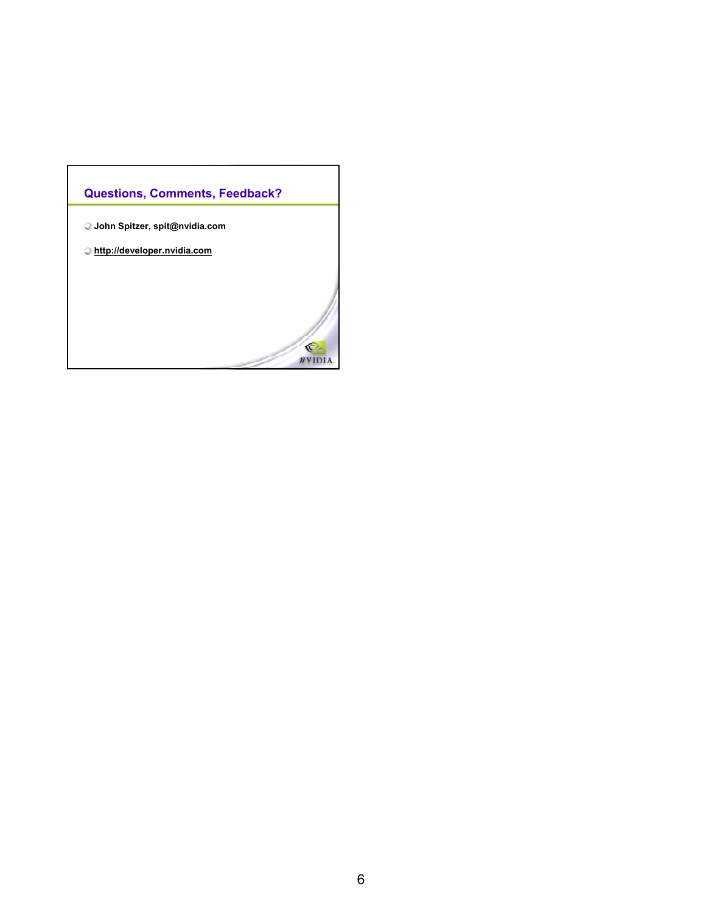## Questions, Comments, Feedback?

- John Spitzer, spit@nvidia.com
- http://developer.nvidia.com